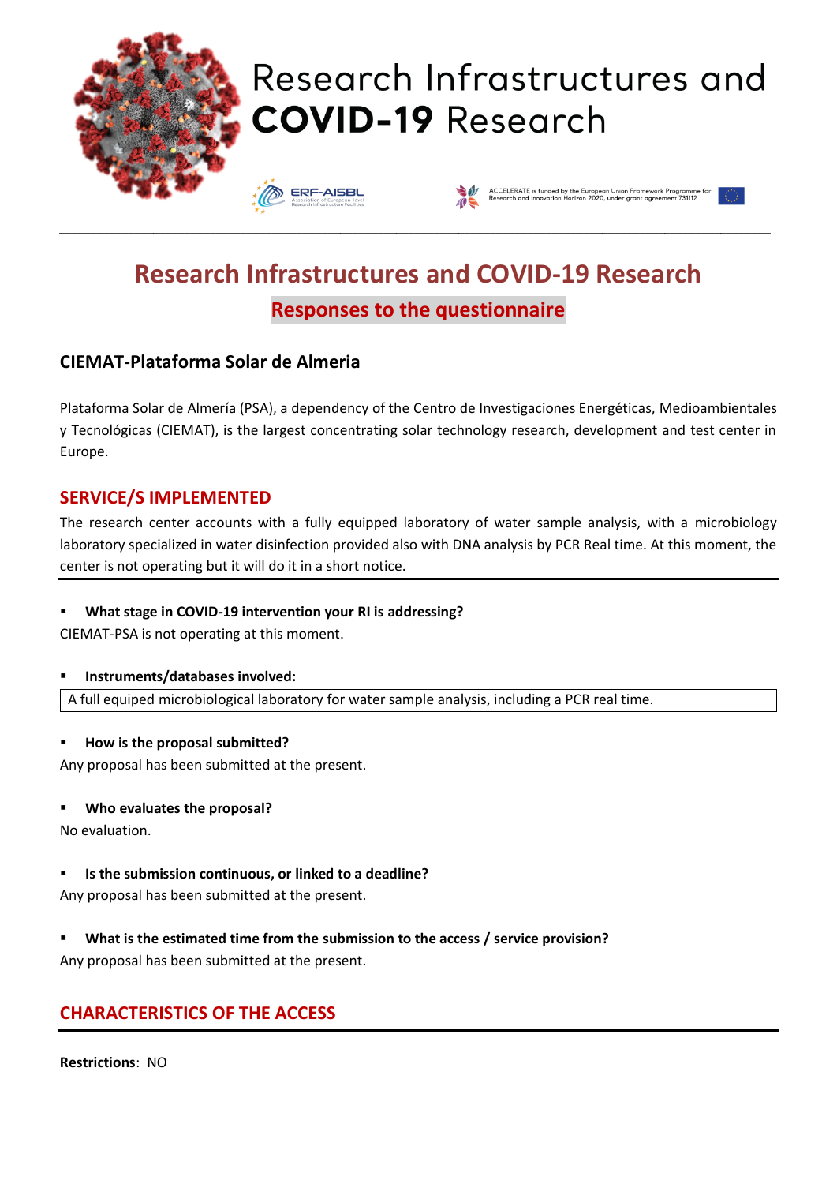# Research Infrastructures and COVID-19 Research

ERF-AISBL
Association of European-level Research Infrastructure Facilities

ACCELERATE is funded by the European Union Framework Programme for Research and Innovation Horizon 2020, under grant agreement 731112

## Research Infrastructures and COVID-19 Research

### Responses to the questionnaire

### CIEMAT-Plataforma Solar de Almeria

Plataforma Solar de Almería (PSA), a dependency of the Centro de Investigaciones Energéticas, Medioambientales y Tecnológicas (CIEMAT), is the largest concentrating solar technology research, development and test center in Europe.

## SERVICE/S IMPLEMENTED

The research center accounts with a fully equipped laboratory of water sample analysis, with a microbiology laboratory specialized in water disinfection provided also with DNA analysis by PCR Real time. At this moment, the center is not operating but it will do it in a short notice.

- **What stage in COVID-19 intervention your RI is addressing?**

CIEMAT-PSA is not operating at this moment.

- **Instruments/databases involved:**

A full equiped microbiological laboratory for water sample analysis, including a PCR real time.

- **How is the proposal submitted?**

Any proposal has been submitted at the present.

- **Who evaluates the proposal?**

No evaluation.

- **Is the submission continuous, or linked to a deadline?**

Any proposal has been submitted at the present.

- **What is the estimated time from the submission to the access / service provision?**

Any proposal has been submitted at the present.

## CHARACTERISTICS OF THE ACCESS

**Restrictions**: NO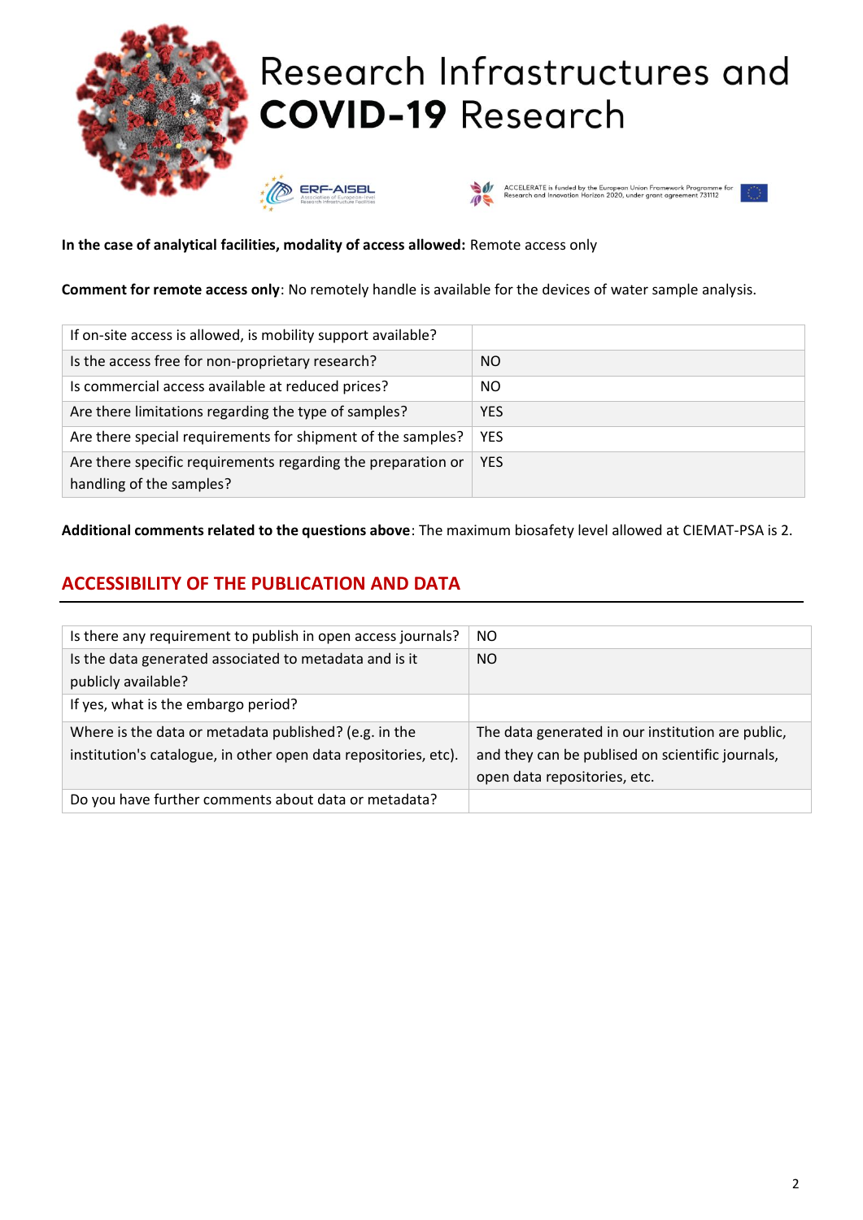**In the case of analytical facilities, modality of access allowed:** Remote access only

**Comment for remote access only**: No remotely handle is available for the devices of water sample analysis.

| | |
|---|---|
| If on-site access is allowed, is mobility support available? | |
| Is the access free for non-proprietary research? | NO |
| Is commercial access available at reduced prices? | NO |
| Are there limitations regarding the type of samples? | YES |
| Are there special requirements for shipment of the samples? | YES |
| Are there specific requirements regarding the preparation or handling of the samples? | YES |

**Additional comments related to the questions above**: The maximum biosafety level allowed at CIEMAT-PSA is 2.

## ACCESSIBILITY OF THE PUBLICATION AND DATA

| | |
|---|---|
| Is there any requirement to publish in open access journals? | NO |
| Is the data generated associated to metadata and is it publicly available? | NO |
| If yes, what is the embargo period? | |
| Where is the data or metadata published? (e.g. in the institution's catalogue, in other open data repositories, etc). | The data generated in our institution are public, and they can be publised on scientific journals, open data repositories, etc. |
| Do you have further comments about data or metadata? | |